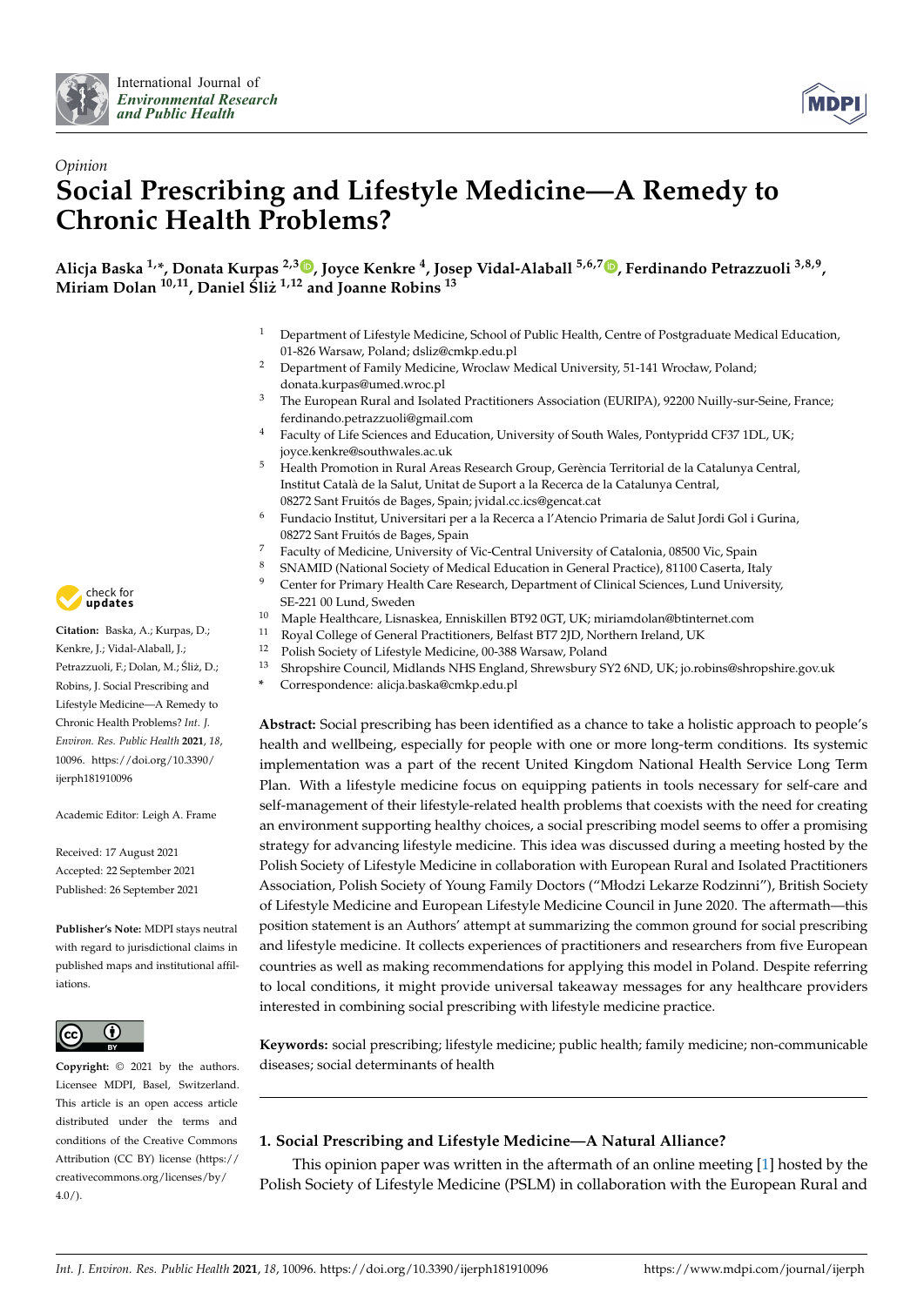International Journal of *Environmental Research and Public Health*

*Opinion*

# Social Prescribing and Lifestyle Medicine—A Remedy to Chronic Health Problems?

**Alicja Baska [1,*], Donata Kurpas [2,3], Joyce Kenkre [4], Josep Vidal-Alaball [5,6,7], Ferdinando Petrazzuoli [3,8,9], Miriam Dolan [10,11], Daniel Śliż [1,12] and Joanne Robins [13]**

1. Department of Lifestyle Medicine, School of Public Health, Centre of Postgraduate Medical Education, 01-826 Warsaw, Poland; dsliz@cmkp.edu.pl
2. Department of Family Medicine, Wroclaw Medical University, 51-141 Wrocław, Poland; donata.kurpas@umed.wroc.pl
3. The European Rural and Isolated Practitioners Association (EURIPA), 92200 Nuilly-sur-Seine, France; ferdinando.petrazzuoli@gmail.com
4. Faculty of Life Sciences and Education, University of South Wales, Pontypridd CF37 1DL, UK; joyce.kenkre@southwales.ac.uk
5. Health Promotion in Rural Areas Research Group, Gerència Territorial de la Catalunya Central, Institut Català de la Salut, Unitat de Suport a la Recerca de la Catalunya Central, 08272 Sant Fruitós de Bages, Spain; jvidal.cc.ics@gencat.cat
6. Fundacio Institut, Universitari per a la Recerca a l'Atencio Primaria de Salut Jordi Gol i Gurina, 08272 Sant Fruitós de Bages, Spain
7. Faculty of Medicine, University of Vic-Central University of Catalonia, 08500 Vic, Spain
8. SNAMID (National Society of Medical Education in General Practice), 81100 Caserta, Italy
9. Center for Primary Health Care Research, Department of Clinical Sciences, Lund University, SE-221 00 Lund, Sweden
10. Maple Healthcare, Lisnaskea, Enniskillen BT92 0GT, UK; miriamdolan@btinternet.com
11. Royal College of General Practitioners, Belfast BT7 2JD, Northern Ireland, UK
12. Polish Society of Lifestyle Medicine, 00-388 Warsaw, Poland
13. Shropshire Council, Midlands NHS England, Shrewsbury SY2 6ND, UK; jo.robins@shropshire.gov.uk

\* Correspondence: alicja.baska@cmkp.edu.pl

**Citation:** Baska, A.; Kurpas, D.; Kenkre, J.; Vidal-Alaball, J.; Petrazzuoli, F.; Dolan, M.; Śliż, D.; Robins, J. Social Prescribing and Lifestyle Medicine—A Remedy to Chronic Health Problems? *Int. J. Environ. Res. Public Health* **2021**, *18*, 10096. https://doi.org/10.3390/ijerph181910096

Academic Editor: Leigh A. Frame

Received: 17 August 2021
Accepted: 22 September 2021
Published: 26 September 2021

**Publisher's Note:** MDPI stays neutral with regard to jurisdictional claims in published maps and institutional affiliations.

**Copyright:** © 2021 by the authors. Licensee MDPI, Basel, Switzerland. This article is an open access article distributed under the terms and conditions of the Creative Commons Attribution (CC BY) license (https://creativecommons.org/licenses/by/4.0/).

**Abstract:** Social prescribing has been identified as a chance to take a holistic approach to people's health and wellbeing, especially for people with one or more long-term conditions. Its systemic implementation was a part of the recent United Kingdom National Health Service Long Term Plan. With a lifestyle medicine focus on equipping patients in tools necessary for self-care and self-management of their lifestyle-related health problems that coexists with the need for creating an environment supporting healthy choices, a social prescribing model seems to offer a promising strategy for advancing lifestyle medicine. This idea was discussed during a meeting hosted by the Polish Society of Lifestyle Medicine in collaboration with European Rural and Isolated Practitioners Association, Polish Society of Young Family Doctors ("Młodzi Lekarze Rodzinni"), British Society of Lifestyle Medicine and European Lifestyle Medicine Council in June 2020. The aftermath—this position statement is an Authors' attempt at summarizing the common ground for social prescribing and lifestyle medicine. It collects experiences of practitioners and researchers from five European countries as well as making recommendations for applying this model in Poland. Despite referring to local conditions, it might provide universal takeaway messages for any healthcare providers interested in combining social prescribing with lifestyle medicine practice.

**Keywords:** social prescribing; lifestyle medicine; public health; family medicine; non-communicable diseases; social determinants of health

## 1. Social Prescribing and Lifestyle Medicine—A Natural Alliance?

This opinion paper was written in the aftermath of an online meeting [1] hosted by the Polish Society of Lifestyle Medicine (PSLM) in collaboration with the European Rural and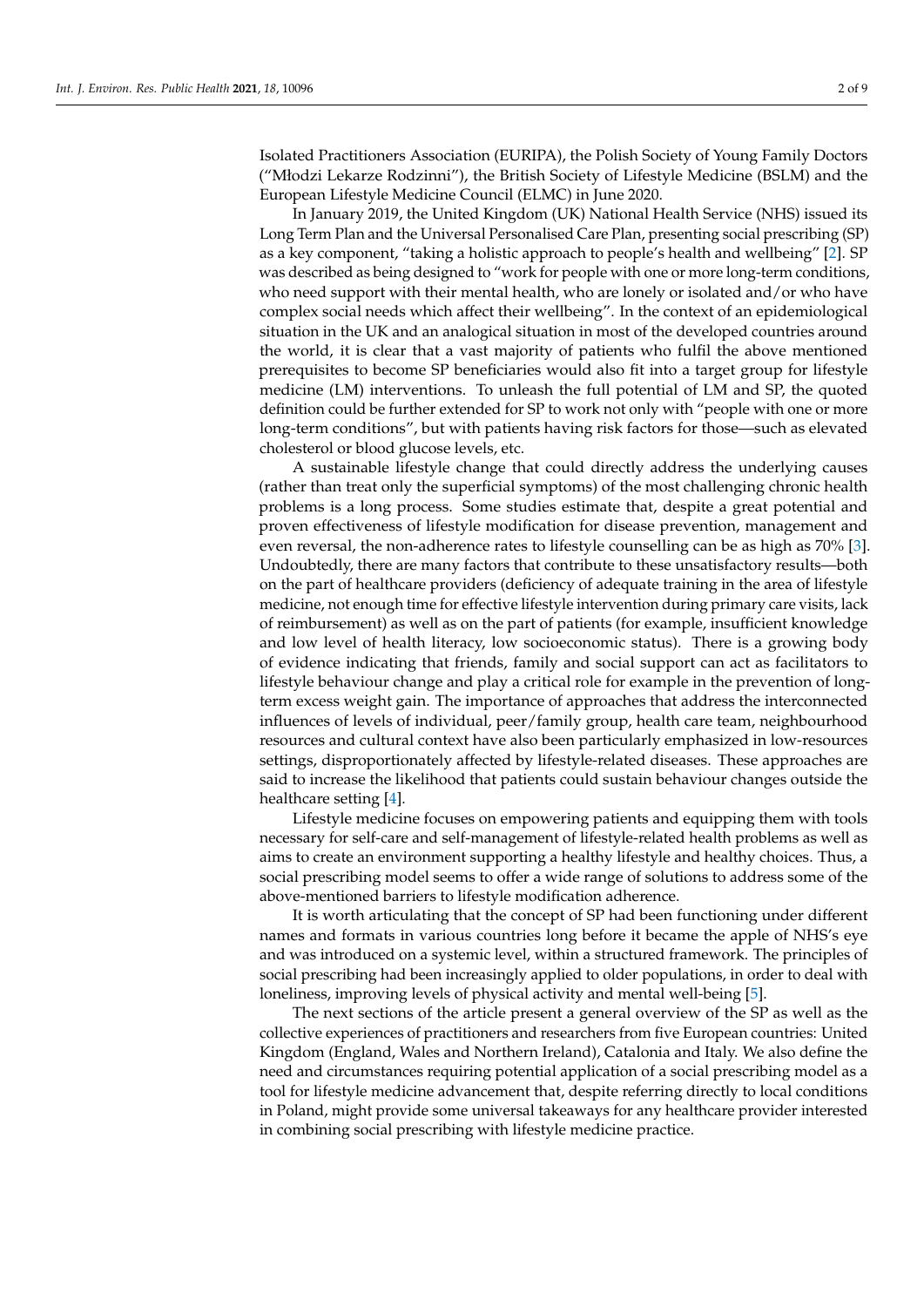Isolated Practitioners Association (EURIPA), the Polish Society of Young Family Doctors ("Młodzi Lekarze Rodzinni"), the British Society of Lifestyle Medicine (BSLM) and the European Lifestyle Medicine Council (ELMC) in June 2020.

In January 2019, the United Kingdom (UK) National Health Service (NHS) issued its Long Term Plan and the Universal Personalised Care Plan, presenting social prescribing (SP) as a key component, "taking a holistic approach to people's health and wellbeing" [2]. SP was described as being designed to "work for people with one or more long-term conditions, who need support with their mental health, who are lonely or isolated and/or who have complex social needs which affect their wellbeing". In the context of an epidemiological situation in the UK and an analogical situation in most of the developed countries around the world, it is clear that a vast majority of patients who fulfil the above mentioned prerequisites to become SP beneficiaries would also fit into a target group for lifestyle medicine (LM) interventions. To unleash the full potential of LM and SP, the quoted definition could be further extended for SP to work not only with "people with one or more long-term conditions", but with patients having risk factors for those—such as elevated cholesterol or blood glucose levels, etc.

A sustainable lifestyle change that could directly address the underlying causes (rather than treat only the superficial symptoms) of the most challenging chronic health problems is a long process. Some studies estimate that, despite a great potential and proven effectiveness of lifestyle modification for disease prevention, management and even reversal, the non-adherence rates to lifestyle counselling can be as high as 70% [3]. Undoubtedly, there are many factors that contribute to these unsatisfactory results—both on the part of healthcare providers (deficiency of adequate training in the area of lifestyle medicine, not enough time for effective lifestyle intervention during primary care visits, lack of reimbursement) as well as on the part of patients (for example, insufficient knowledge and low level of health literacy, low socioeconomic status). There is a growing body of evidence indicating that friends, family and social support can act as facilitators to lifestyle behaviour change and play a critical role for example in the prevention of long-term excess weight gain. The importance of approaches that address the interconnected influences of levels of individual, peer/family group, health care team, neighbourhood resources and cultural context have also been particularly emphasized in low-resources settings, disproportionately affected by lifestyle-related diseases. These approaches are said to increase the likelihood that patients could sustain behaviour changes outside the healthcare setting [4].

Lifestyle medicine focuses on empowering patients and equipping them with tools necessary for self-care and self-management of lifestyle-related health problems as well as aims to create an environment supporting a healthy lifestyle and healthy choices. Thus, a social prescribing model seems to offer a wide range of solutions to address some of the above-mentioned barriers to lifestyle modification adherence.

It is worth articulating that the concept of SP had been functioning under different names and formats in various countries long before it became the apple of NHS's eye and was introduced on a systemic level, within a structured framework. The principles of social prescribing had been increasingly applied to older populations, in order to deal with loneliness, improving levels of physical activity and mental well-being [5].

The next sections of the article present a general overview of the SP as well as the collective experiences of practitioners and researchers from five European countries: United Kingdom (England, Wales and Northern Ireland), Catalonia and Italy. We also define the need and circumstances requiring potential application of a social prescribing model as a tool for lifestyle medicine advancement that, despite referring directly to local conditions in Poland, might provide some universal takeaways for any healthcare provider interested in combining social prescribing with lifestyle medicine practice.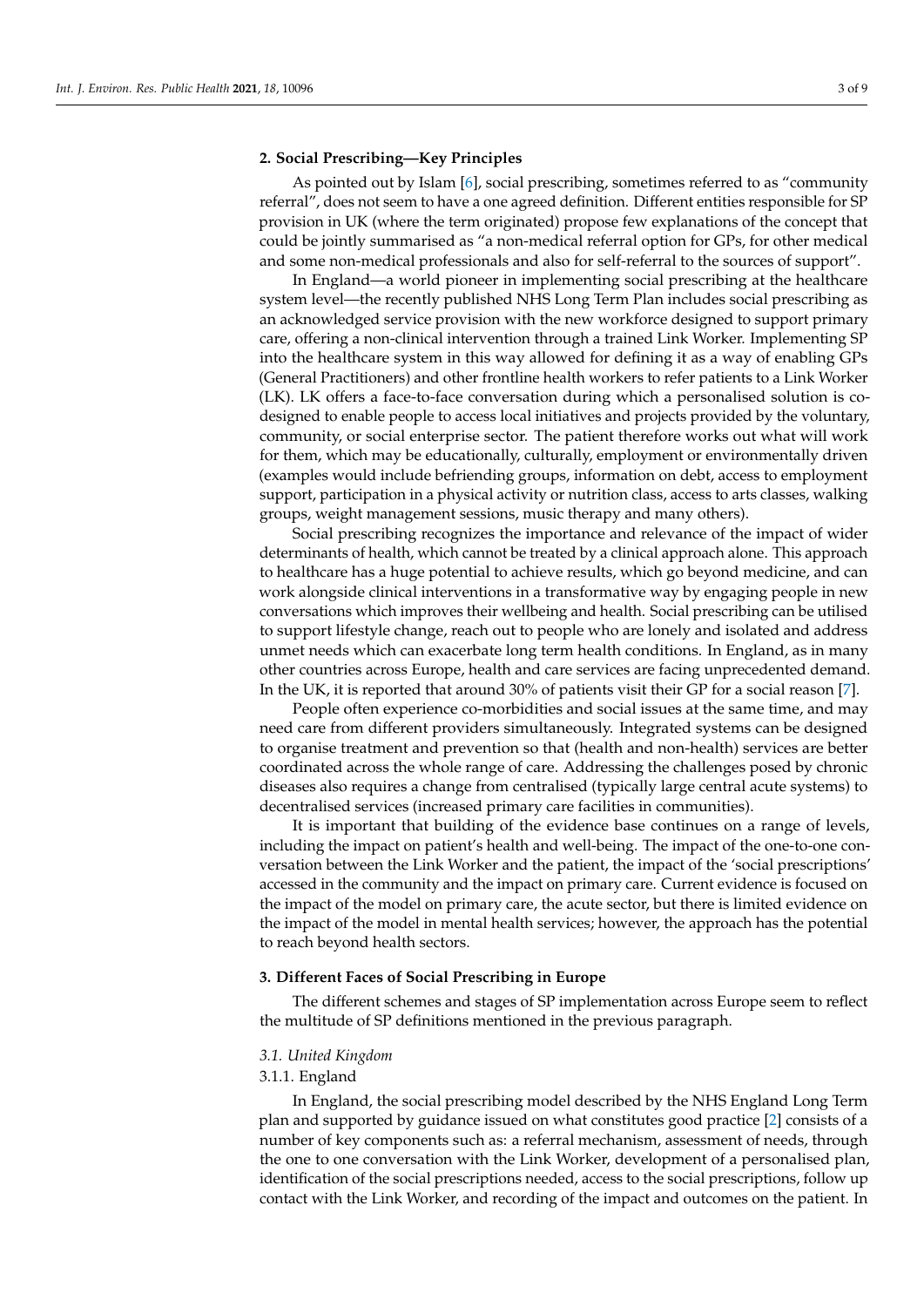## 2. Social Prescribing—Key Principles

As pointed out by Islam [6], social prescribing, sometimes referred to as "community referral", does not seem to have a one agreed definition. Different entities responsible for SP provision in UK (where the term originated) propose few explanations of the concept that could be jointly summarised as "a non-medical referral option for GPs, for other medical and some non-medical professionals and also for self-referral to the sources of support".

In England—a world pioneer in implementing social prescribing at the healthcare system level—the recently published NHS Long Term Plan includes social prescribing as an acknowledged service provision with the new workforce designed to support primary care, offering a non-clinical intervention through a trained Link Worker. Implementing SP into the healthcare system in this way allowed for defining it as a way of enabling GPs (General Practitioners) and other frontline health workers to refer patients to a Link Worker (LK). LK offers a face-to-face conversation during which a personalised solution is co-designed to enable people to access local initiatives and projects provided by the voluntary, community, or social enterprise sector. The patient therefore works out what will work for them, which may be educationally, culturally, employment or environmentally driven (examples would include befriending groups, information on debt, access to employment support, participation in a physical activity or nutrition class, access to arts classes, walking groups, weight management sessions, music therapy and many others).

Social prescribing recognizes the importance and relevance of the impact of wider determinants of health, which cannot be treated by a clinical approach alone. This approach to healthcare has a huge potential to achieve results, which go beyond medicine, and can work alongside clinical interventions in a transformative way by engaging people in new conversations which improves their wellbeing and health. Social prescribing can be utilised to support lifestyle change, reach out to people who are lonely and isolated and address unmet needs which can exacerbate long term health conditions. In England, as in many other countries across Europe, health and care services are facing unprecedented demand. In the UK, it is reported that around 30% of patients visit their GP for a social reason [7].

People often experience co-morbidities and social issues at the same time, and may need care from different providers simultaneously. Integrated systems can be designed to organise treatment and prevention so that (health and non-health) services are better coordinated across the whole range of care. Addressing the challenges posed by chronic diseases also requires a change from centralised (typically large central acute systems) to decentralised services (increased primary care facilities in communities).

It is important that building of the evidence base continues on a range of levels, including the impact on patient's health and well-being. The impact of the one-to-one conversation between the Link Worker and the patient, the impact of the 'social prescriptions' accessed in the community and the impact on primary care. Current evidence is focused on the impact of the model on primary care, the acute sector, but there is limited evidence on the impact of the model in mental health services; however, the approach has the potential to reach beyond health sectors.

## 3. Different Faces of Social Prescribing in Europe

The different schemes and stages of SP implementation across Europe seem to reflect the multitude of SP definitions mentioned in the previous paragraph.

### *3.1. United Kingdom*

#### 3.1.1. England

In England, the social prescribing model described by the NHS England Long Term plan and supported by guidance issued on what constitutes good practice [2] consists of a number of key components such as: a referral mechanism, assessment of needs, through the one to one conversation with the Link Worker, development of a personalised plan, identification of the social prescriptions needed, access to the social prescriptions, follow up contact with the Link Worker, and recording of the impact and outcomes on the patient. In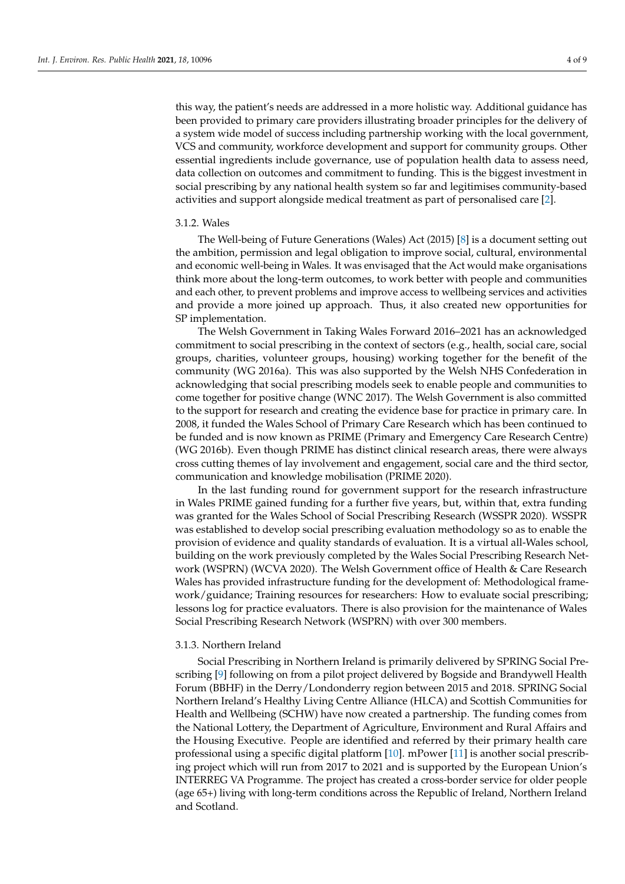this way, the patient's needs are addressed in a more holistic way. Additional guidance has been provided to primary care providers illustrating broader principles for the delivery of a system wide model of success including partnership working with the local government, VCS and community, workforce development and support for community groups. Other essential ingredients include governance, use of population health data to assess need, data collection on outcomes and commitment to funding. This is the biggest investment in social prescribing by any national health system so far and legitimises community-based activities and support alongside medical treatment as part of personalised care [2].

#### 3.1.2. Wales

The Well-being of Future Generations (Wales) Act (2015) [8] is a document setting out the ambition, permission and legal obligation to improve social, cultural, environmental and economic well-being in Wales. It was envisaged that the Act would make organisations think more about the long-term outcomes, to work better with people and communities and each other, to prevent problems and improve access to wellbeing services and activities and provide a more joined up approach. Thus, it also created new opportunities for SP implementation.

The Welsh Government in Taking Wales Forward 2016–2021 has an acknowledged commitment to social prescribing in the context of sectors (e.g., health, social care, social groups, charities, volunteer groups, housing) working together for the benefit of the community (WG 2016a). This was also supported by the Welsh NHS Confederation in acknowledging that social prescribing models seek to enable people and communities to come together for positive change (WNC 2017). The Welsh Government is also committed to the support for research and creating the evidence base for practice in primary care. In 2008, it funded the Wales School of Primary Care Research which has been continued to be funded and is now known as PRIME (Primary and Emergency Care Research Centre) (WG 2016b). Even though PRIME has distinct clinical research areas, there were always cross cutting themes of lay involvement and engagement, social care and the third sector, communication and knowledge mobilisation (PRIME 2020).

In the last funding round for government support for the research infrastructure in Wales PRIME gained funding for a further five years, but, within that, extra funding was granted for the Wales School of Social Prescribing Research (WSSPR 2020). WSSPR was established to develop social prescribing evaluation methodology so as to enable the provision of evidence and quality standards of evaluation. It is a virtual all-Wales school, building on the work previously completed by the Wales Social Prescribing Research Network (WSPRN) (WCVA 2020). The Welsh Government office of Health & Care Research Wales has provided infrastructure funding for the development of: Methodological framework/guidance; Training resources for researchers: How to evaluate social prescribing; lessons log for practice evaluators. There is also provision for the maintenance of Wales Social Prescribing Research Network (WSPRN) with over 300 members.

#### 3.1.3. Northern Ireland

Social Prescribing in Northern Ireland is primarily delivered by SPRING Social Prescribing [9] following on from a pilot project delivered by Bogside and Brandywell Health Forum (BBHF) in the Derry/Londonderry region between 2015 and 2018. SPRING Social Northern Ireland's Healthy Living Centre Alliance (HLCA) and Scottish Communities for Health and Wellbeing (SCHW) have now created a partnership. The funding comes from the National Lottery, the Department of Agriculture, Environment and Rural Affairs and the Housing Executive. People are identified and referred by their primary health care professional using a specific digital platform [10]. mPower [11] is another social prescribing project which will run from 2017 to 2021 and is supported by the European Union's INTERREG VA Programme. The project has created a cross-border service for older people (age 65+) living with long-term conditions across the Republic of Ireland, Northern Ireland and Scotland.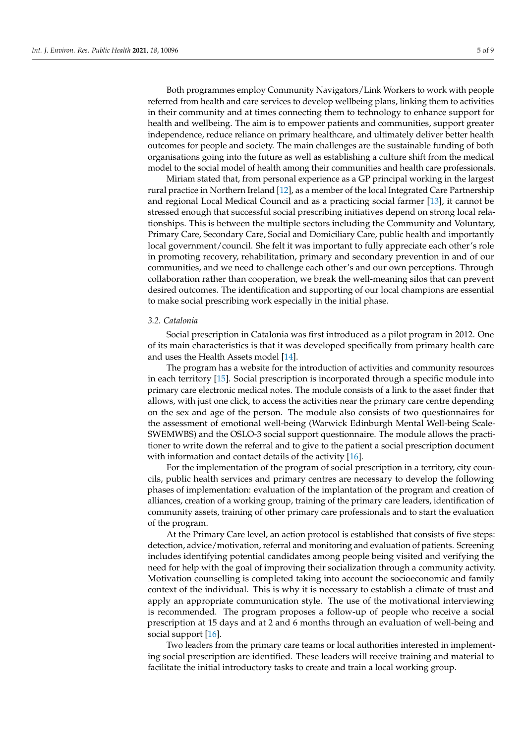Both programmes employ Community Navigators/Link Workers to work with people referred from health and care services to develop wellbeing plans, linking them to activities in their community and at times connecting them to technology to enhance support for health and wellbeing. The aim is to empower patients and communities, support greater independence, reduce reliance on primary healthcare, and ultimately deliver better health outcomes for people and society. The main challenges are the sustainable funding of both organisations going into the future as well as establishing a culture shift from the medical model to the social model of health among their communities and health care professionals.

Miriam stated that, from personal experience as a GP principal working in the largest rural practice in Northern Ireland [12], as a member of the local Integrated Care Partnership and regional Local Medical Council and as a practicing social farmer [13], it cannot be stressed enough that successful social prescribing initiatives depend on strong local relationships. This is between the multiple sectors including the Community and Voluntary, Primary Care, Secondary Care, Social and Domiciliary Care, public health and importantly local government/council. She felt it was important to fully appreciate each other's role in promoting recovery, rehabilitation, primary and secondary prevention in and of our communities, and we need to challenge each other's and our own perceptions. Through collaboration rather than cooperation, we break the well-meaning silos that can prevent desired outcomes. The identification and supporting of our local champions are essential to make social prescribing work especially in the initial phase.

### 3.2. Catalonia

Social prescription in Catalonia was first introduced as a pilot program in 2012. One of its main characteristics is that it was developed specifically from primary health care and uses the Health Assets model [14].

The program has a website for the introduction of activities and community resources in each territory [15]. Social prescription is incorporated through a specific module into primary care electronic medical notes. The module consists of a link to the asset finder that allows, with just one click, to access the activities near the primary care centre depending on the sex and age of the person. The module also consists of two questionnaires for the assessment of emotional well-being (Warwick Edinburgh Mental Well-being Scale-SWEMWBS) and the OSLO-3 social support questionnaire. The module allows the practitioner to write down the referral and to give to the patient a social prescription document with information and contact details of the activity [16].

For the implementation of the program of social prescription in a territory, city councils, public health services and primary centres are necessary to develop the following phases of implementation: evaluation of the implantation of the program and creation of alliances, creation of a working group, training of the primary care leaders, identification of community assets, training of other primary care professionals and to start the evaluation of the program.

At the Primary Care level, an action protocol is established that consists of five steps: detection, advice/motivation, referral and monitoring and evaluation of patients. Screening includes identifying potential candidates among people being visited and verifying the need for help with the goal of improving their socialization through a community activity. Motivation counselling is completed taking into account the socioeconomic and family context of the individual. This is why it is necessary to establish a climate of trust and apply an appropriate communication style. The use of the motivational interviewing is recommended. The program proposes a follow-up of people who receive a social prescription at 15 days and at 2 and 6 months through an evaluation of well-being and social support [16].

Two leaders from the primary care teams or local authorities interested in implementing social prescription are identified. These leaders will receive training and material to facilitate the initial introductory tasks to create and train a local working group.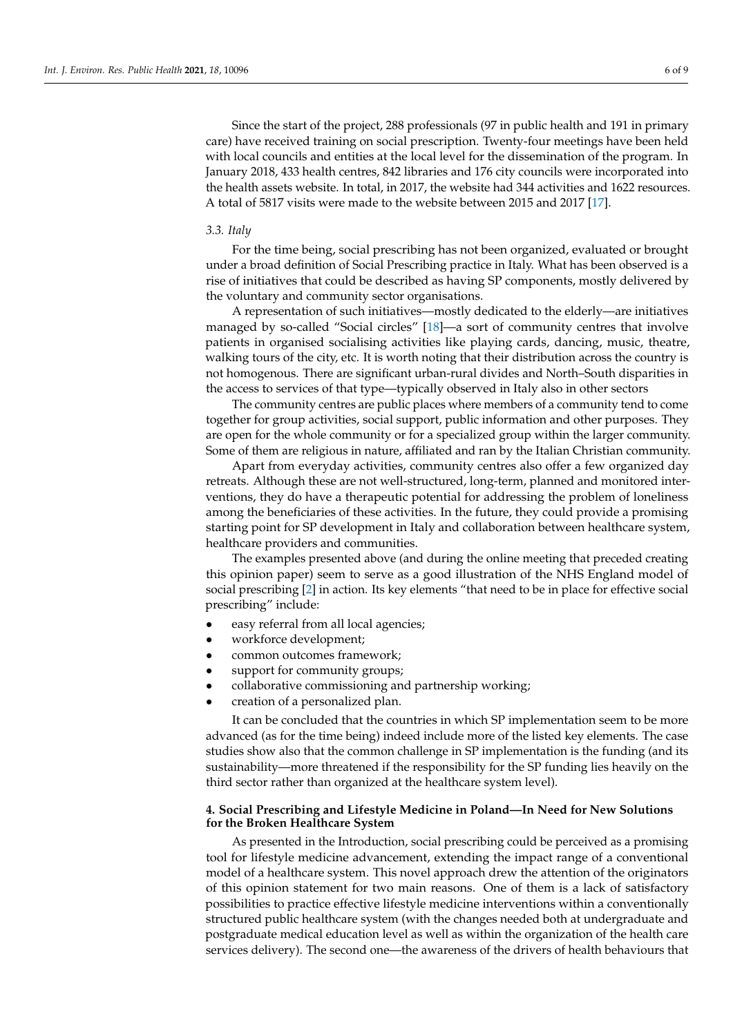Since the start of the project, 288 professionals (97 in public health and 191 in primary care) have received training on social prescription. Twenty-four meetings have been held with local councils and entities at the local level for the dissemination of the program. In January 2018, 433 health centres, 842 libraries and 176 city councils were incorporated into the health assets website. In total, in 2017, the website had 344 activities and 1622 resources. A total of 5817 visits were made to the website between 2015 and 2017 [17].

### 3.3. Italy

For the time being, social prescribing has not been organized, evaluated or brought under a broad definition of Social Prescribing practice in Italy. What has been observed is a rise of initiatives that could be described as having SP components, mostly delivered by the voluntary and community sector organisations.

A representation of such initiatives—mostly dedicated to the elderly—are initiatives managed by so-called "Social circles" [18]—a sort of community centres that involve patients in organised socialising activities like playing cards, dancing, music, theatre, walking tours of the city, etc. It is worth noting that their distribution across the country is not homogenous. There are significant urban-rural divides and North–South disparities in the access to services of that type—typically observed in Italy also in other sectors

The community centres are public places where members of a community tend to come together for group activities, social support, public information and other purposes. They are open for the whole community or for a specialized group within the larger community. Some of them are religious in nature, affiliated and ran by the Italian Christian community.

Apart from everyday activities, community centres also offer a few organized day retreats. Although these are not well-structured, long-term, planned and monitored interventions, they do have a therapeutic potential for addressing the problem of loneliness among the beneficiaries of these activities. In the future, they could provide a promising starting point for SP development in Italy and collaboration between healthcare system, healthcare providers and communities.

The examples presented above (and during the online meeting that preceded creating this opinion paper) seem to serve as a good illustration of the NHS England model of social prescribing [2] in action. Its key elements "that need to be in place for effective social prescribing" include:

- easy referral from all local agencies;
- workforce development;
- common outcomes framework;
- support for community groups;
- collaborative commissioning and partnership working;
- creation of a personalized plan.

It can be concluded that the countries in which SP implementation seem to be more advanced (as for the time being) indeed include more of the listed key elements. The case studies show also that the common challenge in SP implementation is the funding (and its sustainability—more threatened if the responsibility for the SP funding lies heavily on the third sector rather than organized at the healthcare system level).

## 4. Social Prescribing and Lifestyle Medicine in Poland—In Need for New Solutions for the Broken Healthcare System

As presented in the Introduction, social prescribing could be perceived as a promising tool for lifestyle medicine advancement, extending the impact range of a conventional model of a healthcare system. This novel approach drew the attention of the originators of this opinion statement for two main reasons. One of them is a lack of satisfactory possibilities to practice effective lifestyle medicine interventions within a conventionally structured public healthcare system (with the changes needed both at undergraduate and postgraduate medical education level as well as within the organization of the health care services delivery). The second one—the awareness of the drivers of health behaviours that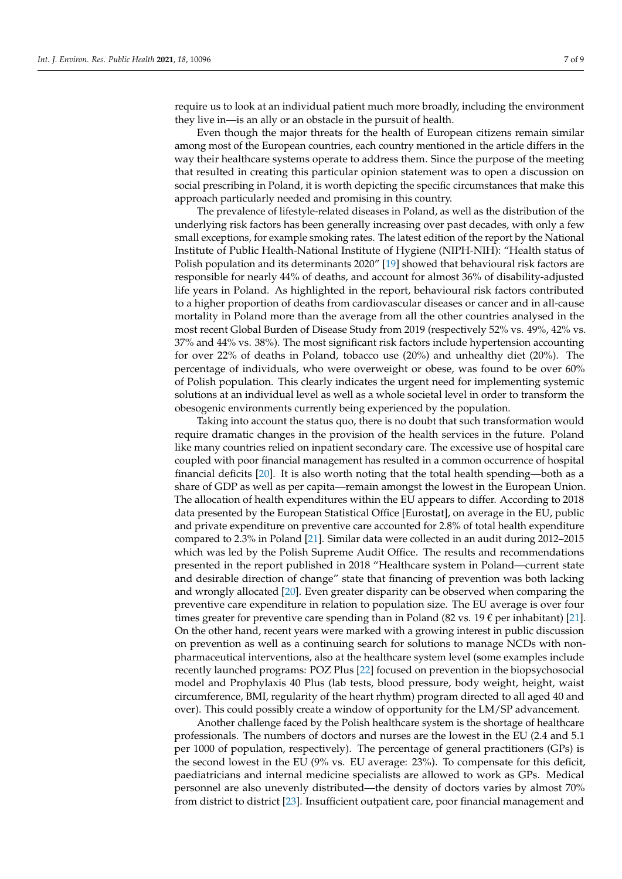require us to look at an individual patient much more broadly, including the environment they live in—is an ally or an obstacle in the pursuit of health.

Even though the major threats for the health of European citizens remain similar among most of the European countries, each country mentioned in the article differs in the way their healthcare systems operate to address them. Since the purpose of the meeting that resulted in creating this particular opinion statement was to open a discussion on social prescribing in Poland, it is worth depicting the specific circumstances that make this approach particularly needed and promising in this country.

The prevalence of lifestyle-related diseases in Poland, as well as the distribution of the underlying risk factors has been generally increasing over past decades, with only a few small exceptions, for example smoking rates. The latest edition of the report by the National Institute of Public Health-National Institute of Hygiene (NIPH-NIH): "Health status of Polish population and its determinants 2020" [19] showed that behavioural risk factors are responsible for nearly 44% of deaths, and account for almost 36% of disability-adjusted life years in Poland. As highlighted in the report, behavioural risk factors contributed to a higher proportion of deaths from cardiovascular diseases or cancer and in all-cause mortality in Poland more than the average from all the other countries analysed in the most recent Global Burden of Disease Study from 2019 (respectively 52% vs. 49%, 42% vs. 37% and 44% vs. 38%). The most significant risk factors include hypertension accounting for over 22% of deaths in Poland, tobacco use (20%) and unhealthy diet (20%). The percentage of individuals, who were overweight or obese, was found to be over 60% of Polish population. This clearly indicates the urgent need for implementing systemic solutions at an individual level as well as a whole societal level in order to transform the obesogenic environments currently being experienced by the population.

Taking into account the status quo, there is no doubt that such transformation would require dramatic changes in the provision of the health services in the future. Poland like many countries relied on inpatient secondary care. The excessive use of hospital care coupled with poor financial management has resulted in a common occurrence of hospital financial deficits [20]. It is also worth noting that the total health spending—both as a share of GDP as well as per capita—remain amongst the lowest in the European Union. The allocation of health expenditures within the EU appears to differ. According to 2018 data presented by the European Statistical Office [Eurostat], on average in the EU, public and private expenditure on preventive care accounted for 2.8% of total health expenditure compared to 2.3% in Poland [21]. Similar data were collected in an audit during 2012–2015 which was led by the Polish Supreme Audit Office. The results and recommendations presented in the report published in 2018 "Healthcare system in Poland—current state and desirable direction of change" state that financing of prevention was both lacking and wrongly allocated [20]. Even greater disparity can be observed when comparing the preventive care expenditure in relation to population size. The EU average is over four times greater for preventive care spending than in Poland (82 vs. 19 € per inhabitant) [21]. On the other hand, recent years were marked with a growing interest in public discussion on prevention as well as a continuing search for solutions to manage NCDs with non-pharmaceutical interventions, also at the healthcare system level (some examples include recently launched programs: POZ Plus [22] focused on prevention in the biopsychosocial model and Prophylaxis 40 Plus (lab tests, blood pressure, body weight, height, waist circumference, BMI, regularity of the heart rhythm) program directed to all aged 40 and over). This could possibly create a window of opportunity for the LM/SP advancement.

Another challenge faced by the Polish healthcare system is the shortage of healthcare professionals. The numbers of doctors and nurses are the lowest in the EU (2.4 and 5.1 per 1000 of population, respectively). The percentage of general practitioners (GPs) is the second lowest in the EU (9% vs. EU average: 23%). To compensate for this deficit, paediatricians and internal medicine specialists are allowed to work as GPs. Medical personnel are also unevenly distributed—the density of doctors varies by almost 70% from district to district [23]. Insufficient outpatient care, poor financial management and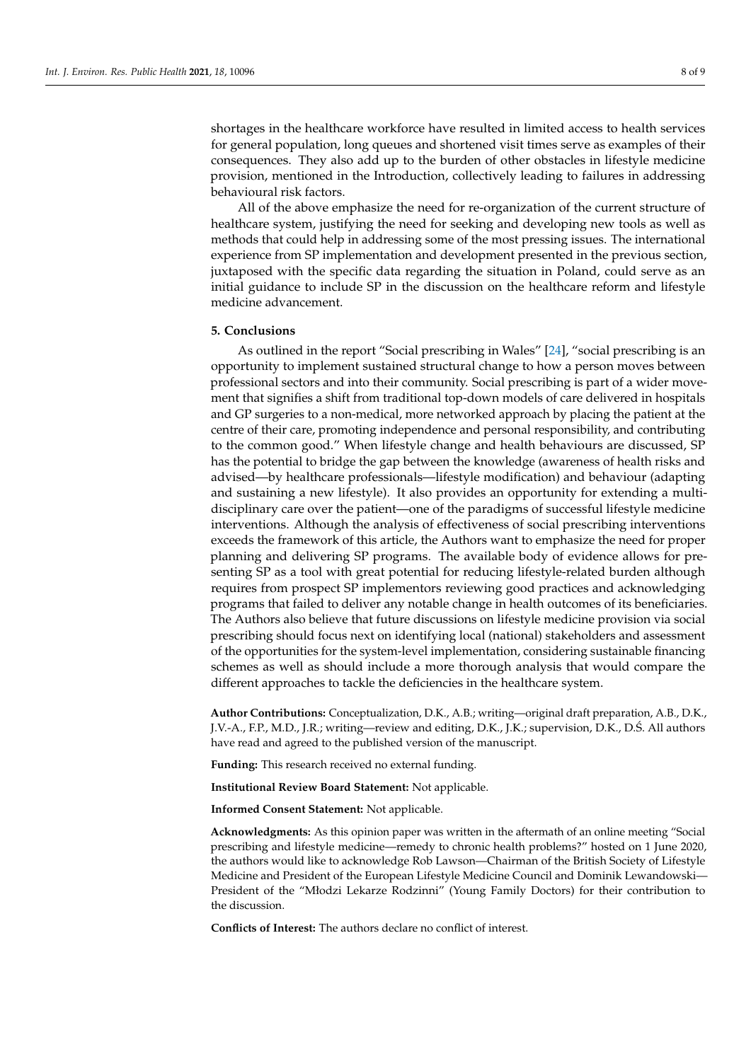shortages in the healthcare workforce have resulted in limited access to health services for general population, long queues and shortened visit times serve as examples of their consequences. They also add up to the burden of other obstacles in lifestyle medicine provision, mentioned in the Introduction, collectively leading to failures in addressing behavioural risk factors.

All of the above emphasize the need for re-organization of the current structure of healthcare system, justifying the need for seeking and developing new tools as well as methods that could help in addressing some of the most pressing issues. The international experience from SP implementation and development presented in the previous section, juxtaposed with the specific data regarding the situation in Poland, could serve as an initial guidance to include SP in the discussion on the healthcare reform and lifestyle medicine advancement.

## 5. Conclusions

As outlined in the report "Social prescribing in Wales" [24], "social prescribing is an opportunity to implement sustained structural change to how a person moves between professional sectors and into their community. Social prescribing is part of a wider movement that signifies a shift from traditional top-down models of care delivered in hospitals and GP surgeries to a non-medical, more networked approach by placing the patient at the centre of their care, promoting independence and personal responsibility, and contributing to the common good." When lifestyle change and health behaviours are discussed, SP has the potential to bridge the gap between the knowledge (awareness of health risks and advised—by healthcare professionals—lifestyle modification) and behaviour (adapting and sustaining a new lifestyle). It also provides an opportunity for extending a multidisciplinary care over the patient—one of the paradigms of successful lifestyle medicine interventions. Although the analysis of effectiveness of social prescribing interventions exceeds the framework of this article, the Authors want to emphasize the need for proper planning and delivering SP programs. The available body of evidence allows for presenting SP as a tool with great potential for reducing lifestyle-related burden although requires from prospect SP implementors reviewing good practices and acknowledging programs that failed to deliver any notable change in health outcomes of its beneficiaries. The Authors also believe that future discussions on lifestyle medicine provision via social prescribing should focus next on identifying local (national) stakeholders and assessment of the opportunities for the system-level implementation, considering sustainable financing schemes as well as should include a more thorough analysis that would compare the different approaches to tackle the deficiencies in the healthcare system.

**Author Contributions:** Conceptualization, D.K., A.B.; writing—original draft preparation, A.B., D.K., J.V.-A., F.P., M.D., J.R.; writing—review and editing, D.K., J.K.; supervision, D.K., D.Ś. All authors have read and agreed to the published version of the manuscript.

**Funding:** This research received no external funding.

**Institutional Review Board Statement:** Not applicable.

**Informed Consent Statement:** Not applicable.

**Acknowledgments:** As this opinion paper was written in the aftermath of an online meeting "Social prescribing and lifestyle medicine—remedy to chronic health problems?" hosted on 1 June 2020, the authors would like to acknowledge Rob Lawson—Chairman of the British Society of Lifestyle Medicine and President of the European Lifestyle Medicine Council and Dominik Lewandowski—President of the "Młodzi Lekarze Rodzinni" (Young Family Doctors) for their contribution to the discussion.

**Conflicts of Interest:** The authors declare no conflict of interest.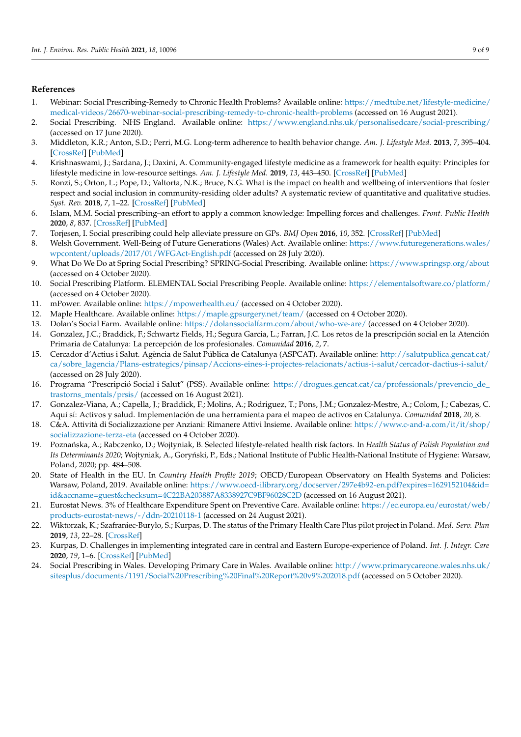## References

1. Webinar: Social Prescribing-Remedy to Chronic Health Problems? Available online: https://medtube.net/lifestyle-medicine/medical-videos/26670-webinar-social-prescribing-remedy-to-chronic-health-problems (accessed on 16 August 2021).
2. Social Prescribing. NHS England. Available online: https://www.england.nhs.uk/personalisedcare/social-prescribing/ (accessed on 17 June 2020).
3. Middleton, K.R.; Anton, S.D.; Perri, M.G. Long-term adherence to health behavior change. *Am. J. Lifestyle Med.* **2013**, *7*, 395–404. [CrossRef] [PubMed]
4. Krishnaswami, J.; Sardana, J.; Daxini, A. Community-engaged lifestyle medicine as a framework for health equity: Principles for lifestyle medicine in low-resource settings. *Am. J. Lifestyle Med.* **2019**, *13*, 443–450. [CrossRef] [PubMed]
5. Ronzi, S.; Orton, L.; Pope, D.; Valtorta, N.K.; Bruce, N.G. What is the impact on health and wellbeing of interventions that foster respect and social inclusion in community-residing older adults? A systematic review of quantitative and qualitative studies. *Syst. Rev.* **2018**, *7*, 1–22. [CrossRef] [PubMed]
6. Islam, M.M. Social prescribing–an effort to apply a common knowledge: Impelling forces and challenges. *Front. Public Health* **2020**, *8*, 837. [CrossRef] [PubMed]
7. Torjesen, I. Social prescribing could help alleviate pressure on GPs. *BMJ Open* **2016**, *10*, 352. [CrossRef] [PubMed]
8. Welsh Government. Well-Being of Future Generations (Wales) Act. Available online: https://www.futuregenerations.wales/wpcontent/uploads/2017/01/WFGAct-English.pdf (accessed on 28 July 2020).
9. What Do We Do at Spring Social Prescribing? SPRING-Social Prescribing. Available online: https://www.springsp.org/about (accessed on 4 October 2020).
10. Social Prescribing Platform. ELEMENTAL Social Prescribing People. Available online: https://elementalsoftware.co/platform/ (accessed on 4 October 2020).
11. mPower. Available online: https://mpowerhealth.eu/ (accessed on 4 October 2020).
12. Maple Healthcare. Available online: https://maple.gpsurgery.net/team/ (accessed on 4 October 2020).
13. Dolan's Social Farm. Available online: https://dolanssocialfarm.com/about/who-we-are/ (accessed on 4 October 2020).
14. Gonzalez, J.C.; Braddick, F.; Schwartz Fields, H.; Segura Garcia, L.; Farran, J.C. Los retos de la prescripción social en la Atención Primaria de Catalunya: La percepción de los profesionales. *Comunidad* **2016**, *2*, 7.
15. Cercador d'Actius i Salut. Agència de Salut Pública de Catalunya (ASPCAT). Available online: http://salutpublica.gencat.cat/ca/sobre_lagencia/Plans-estrategics/pinsap/Accions-eines-i-projectes-relacionats/actius-i-salut/cercador-dactius-i-salut/ (accessed on 28 July 2020).
16. Programa "Prescripció Social i Salut" (PSS). Available online: https://drogues.gencat.cat/ca/professionals/prevencio_de_trastorns_mentals/prsis/ (accessed on 16 August 2021).
17. Gonzalez-Viana, A.; Capella, J.; Braddick, F.; Molins, A.; Rodriguez, T.; Pons, J.M.; Gonzalez-Mestre, A.; Colom, J.; Cabezas, C. Aquí sí: Activos y salud. Implementación de una herramienta para el mapeo de activos en Catalunya. *Comunidad* **2018**, *20*, 8.
18. C&A. Attività di Socializzazione per Anziani: Rimanere Attivi Insieme. Available online: https://www.c-and-a.com/it/it/shop/socializzazione-terza-eta (accessed on 4 October 2020).
19. Poznańska, A.; Rabczenko, D.; Wojtyniak, B. Selected lifestyle-related health risk factors. In *Health Status of Polish Population and Its Determinants 2020*; Wojtyniak, A., Goryński, P., Eds.; National Institute of Public Health-National Institute of Hygiene: Warsaw, Poland, 2020; pp. 484–508.
20. State of Health in the EU. In *Country Health Profile 2019*; OECD/European Observatory on Health Systems and Policies: Warsaw, Poland, 2019. Available online: https://www.oecd-ilibrary.org/docserver/297e4b92-en.pdf?expires=1629152104&id=id&accname=guest&checksum=4C22BA203887A8338927C9BF96028C2D (accessed on 16 August 2021).
21. Eurostat News. 3% of Healthcare Expenditure Spent on Preventive Care. Available online: https://ec.europa.eu/eurostat/web/products-eurostat-news/-/ddn-20210118-1 (accessed on 24 August 2021).
22. Wiktorzak, K.; Szafraniec-Buryło, S.; Kurpas, D. The status of the Primary Health Care Plus pilot project in Poland. *Med. Serv. Plan* **2019**, *13*, 22–28. [CrossRef]
23. Kurpas, D. Challenges in implementing integrated care in central and Eastern Europe-experience of Poland. *Int. J. Integr. Care* **2020**, *19*, 1–6. [CrossRef] [PubMed]
24. Social Prescribing in Wales. Developing Primary Care in Wales. Available online: http://www.primarycareone.wales.nhs.uk/sitesplus/documents/1191/Social%20Prescribing%20Final%20Report%20v9%202018.pdf (accessed on 5 October 2020).